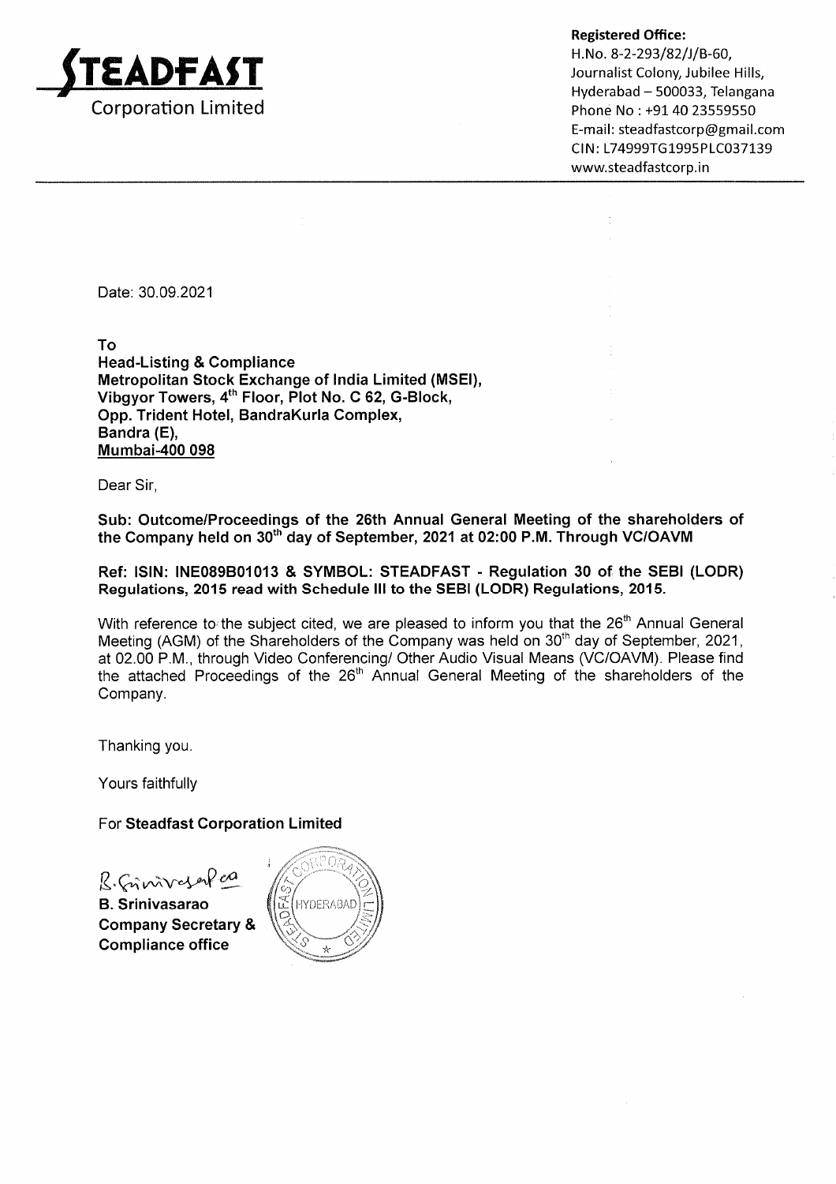# STEADFAST Corporation Limited

**Registered Office:**
H.No. 8-2-293/82/J/B-60,
Journalist Colony, Jubilee Hills,
Hyderabad – 500033, Telangana
Phone No : +91 40 23559550
E-mail: steadfastcorp@gmail.com
CIN: L74999TG1995PLC037139
www.steadfastcorp.in

Date: 30.09.2021

**To**
**Head-Listing & Compliance**
**Metropolitan Stock Exchange of India Limited (MSEI),**
**Vibgyor Towers, 4th Floor, Plot No. C 62, G-Block,**
**Opp. Trident Hotel, BandraKurla Complex,**
**Bandra (E),**
**Mumbai-400 098**

Dear Sir,

**Sub: Outcome/Proceedings of the 26th Annual General Meeting of the shareholders of the Company held on 30th day of September, 2021 at 02:00 P.M. Through VC/OAVM**

**Ref: ISIN: INE089B01013 & SYMBOL: STEADFAST - Regulation 30 of the SEBI (LODR) Regulations, 2015 read with Schedule III to the SEBI (LODR) Regulations, 2015.**

With reference to the subject cited, we are pleased to inform you that the 26th Annual General Meeting (AGM) of the Shareholders of the Company was held on 30th day of September, 2021, at 02.00 P.M., through Video Conferencing/ Other Audio Visual Means (VC/OAVM). Please find the attached Proceedings of the 26th Annual General Meeting of the shareholders of the Company.

Thanking you.

Yours faithfully

For **Steadfast Corporation Limited**

**B. Srinivasarao**
**Company Secretary &**
**Compliance office**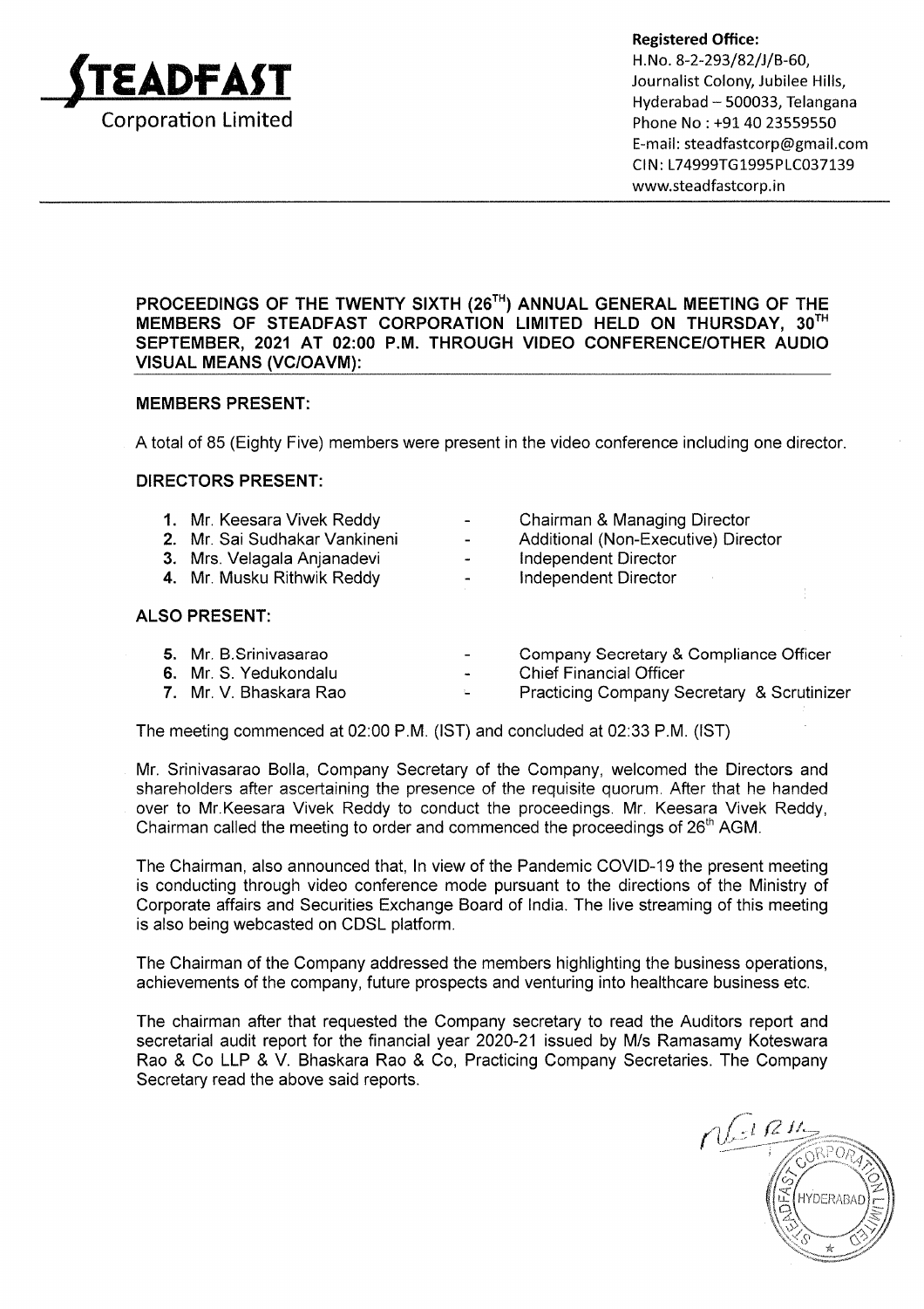**STEADFAST**
Corporation Limited

**Registered Office:**
H.No. 8-2-293/82/J/B-60,
Journalist Colony, Jubilee Hills,
Hyderabad – 500033, Telangana
Phone No : +91 40 23559550
E-mail: steadfastcorp@gmail.com
CIN: L74999TG1995PLC037139
www.steadfastcorp.in

**PROCEEDINGS OF THE TWENTY SIXTH (26[TH]) ANNUAL GENERAL MEETING OF THE MEMBERS OF STEADFAST CORPORATION LIMITED HELD ON THURSDAY, 30[TH] SEPTEMBER, 2021 AT 02:00 P.M. THROUGH VIDEO CONFERENCE/OTHER AUDIO VISUAL MEANS (VC/OAVM):**

**MEMBERS PRESENT:**

A total of 85 (Eighty Five) members were present in the video conference including one director.

**DIRECTORS PRESENT:**

1. Mr. Keesara Vivek Reddy - Chairman & Managing Director
2. Mr. Sai Sudhakar Vankineni - Additional (Non-Executive) Director
3. Mrs. Velagala Anjanadevi - Independent Director
4. Mr. Musku Rithwik Reddy - Independent Director

**ALSO PRESENT:**

5. Mr. B.Srinivasarao - Company Secretary & Compliance Officer
6. Mr. S. Yedukondalu - Chief Financial Officer
7. Mr. V. Bhaskara Rao - Practicing Company Secretary & Scrutinizer

The meeting commenced at 02:00 P.M. (IST) and concluded at 02:33 P.M. (IST)

Mr. Srinivasarao Bolla, Company Secretary of the Company, welcomed the Directors and shareholders after ascertaining the presence of the requisite quorum. After that he handed over to Mr.Keesara Vivek Reddy to conduct the proceedings. Mr. Keesara Vivek Reddy, Chairman called the meeting to order and commenced the proceedings of 26[th] AGM.

The Chairman, also announced that, In view of the Pandemic COVID-19 the present meeting is conducting through video conference mode pursuant to the directions of the Ministry of Corporate affairs and Securities Exchange Board of India. The live streaming of this meeting is also being webcasted on CDSL platform.

The Chairman of the Company addressed the members highlighting the business operations, achievements of the company, future prospects and venturing into healthcare business etc.

The chairman after that requested the Company secretary to read the Auditors report and secretarial audit report for the financial year 2020-21 issued by M/s Ramasamy Koteswara Rao & Co LLP & V. Bhaskara Rao & Co, Practicing Company Secretaries. The Company Secretary read the above said reports.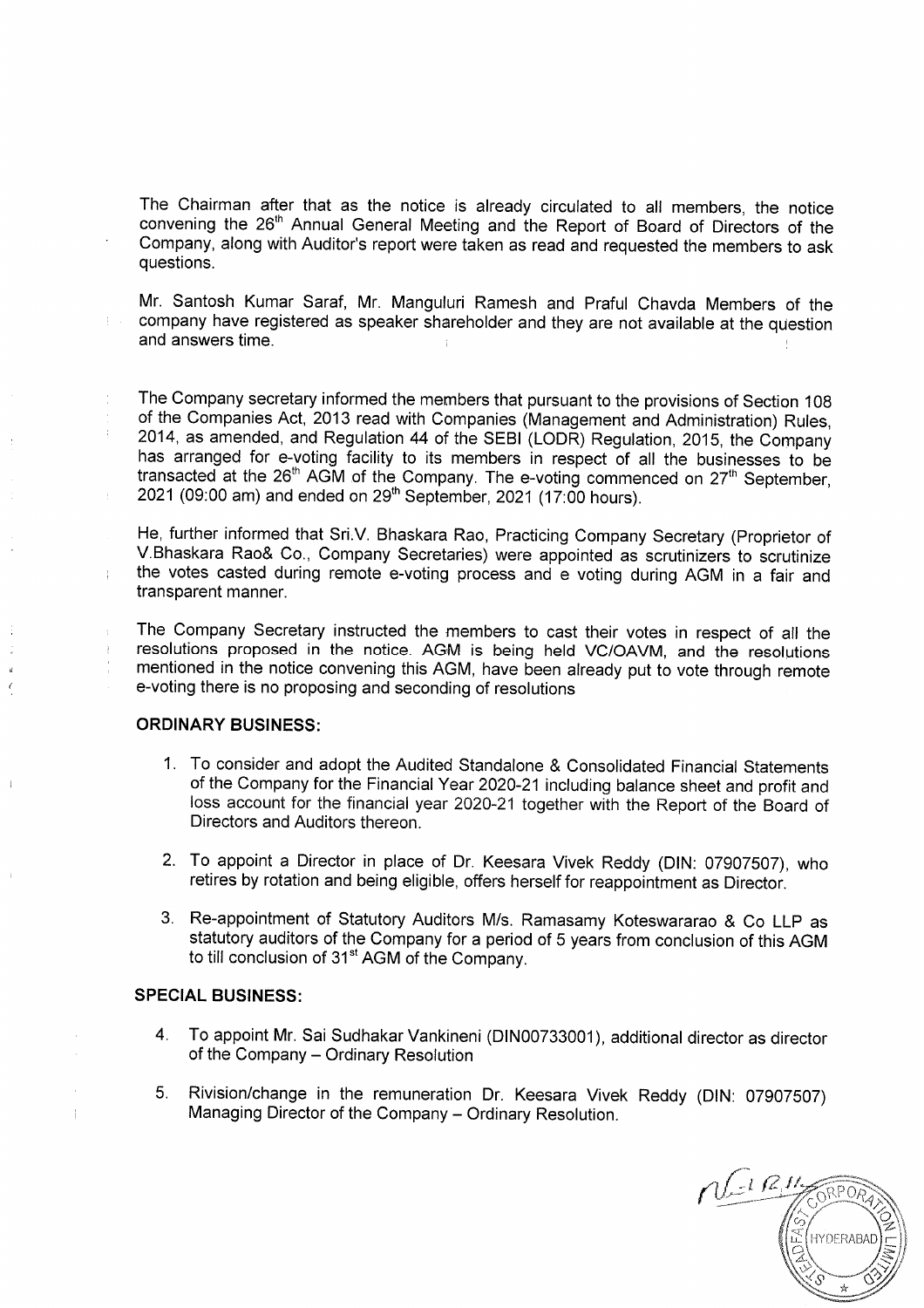The Chairman after that as the notice is already circulated to all members, the notice convening the 26th Annual General Meeting and the Report of Board of Directors of the Company, along with Auditor's report were taken as read and requested the members to ask questions.

Mr. Santosh Kumar Saraf, Mr. Manguluri Ramesh and Praful Chavda Members of the company have registered as speaker shareholder and they are not available at the question and answers time.

The Company secretary informed the members that pursuant to the provisions of Section 108 of the Companies Act, 2013 read with Companies (Management and Administration) Rules, 2014, as amended, and Regulation 44 of the SEBI (LODR) Regulation, 2015, the Company has arranged for e-voting facility to its members in respect of all the businesses to be transacted at the 26th AGM of the Company. The e-voting commenced on 27th September, 2021 (09:00 am) and ended on 29th September, 2021 (17:00 hours).

He, further informed that Sri.V. Bhaskara Rao, Practicing Company Secretary (Proprietor of V.Bhaskara Rao& Co., Company Secretaries) were appointed as scrutinizers to scrutinize the votes casted during remote e-voting process and e voting during AGM in a fair and transparent manner.

The Company Secretary instructed the members to cast their votes in respect of all the resolutions proposed in the notice. AGM is being held VC/OAVM, and the resolutions mentioned in the notice convening this AGM, have been already put to vote through remote e-voting there is no proposing and seconding of resolutions

**ORDINARY BUSINESS:**

1. To consider and adopt the Audited Standalone & Consolidated Financial Statements of the Company for the Financial Year 2020-21 including balance sheet and profit and loss account for the financial year 2020-21 together with the Report of the Board of Directors and Auditors thereon.

2. To appoint a Director in place of Dr. Keesara Vivek Reddy (DIN: 07907507), who retires by rotation and being eligible, offers herself for reappointment as Director.

3. Re-appointment of Statutory Auditors M/s. Ramasamy Koteswararao & Co LLP as statutory auditors of the Company for a period of 5 years from conclusion of this AGM to till conclusion of 31st AGM of the Company.

**SPECIAL BUSINESS:**

4. To appoint Mr. Sai Sudhakar Vankineni (DIN00733001), additional director as director of the Company – Ordinary Resolution

5. Rivision/change in the remuneration Dr. Keesara Vivek Reddy (DIN: 07907507) Managing Director of the Company – Ordinary Resolution.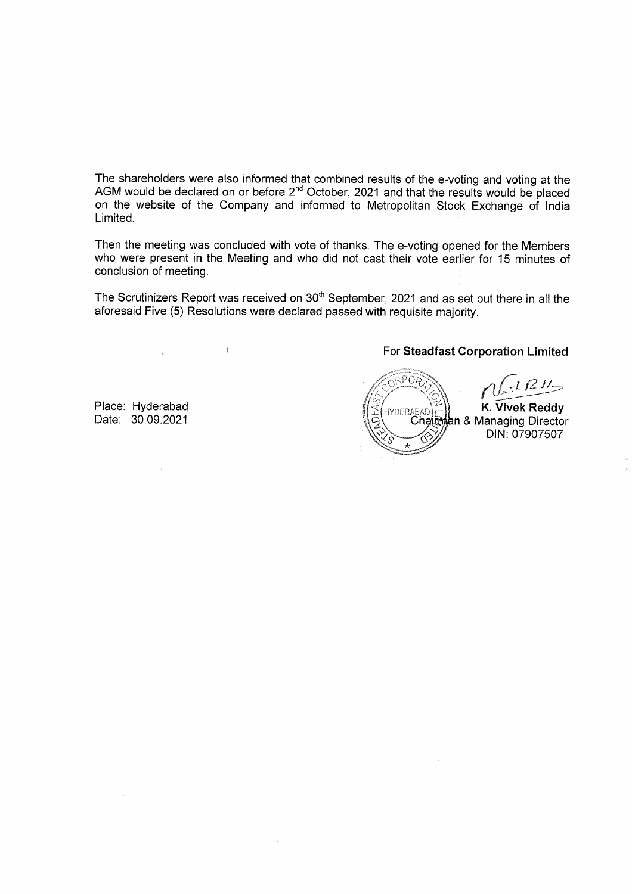The shareholders were also informed that combined results of the e-voting and voting at the AGM would be declared on or before 2nd October, 2021 and that the results would be placed on the website of the Company and informed to Metropolitan Stock Exchange of India Limited.

Then the meeting was concluded with vote of thanks. The e-voting opened for the Members who were present in the Meeting and who did not cast their vote earlier for 15 minutes of conclusion of meeting.

The Scrutinizers Report was received on 30th September, 2021 and as set out there in all the aforesaid Five (5) Resolutions were declared passed with requisite majority.

For **Steadfast Corporation Limited**

**K. Vivek Reddy**
Chairman & Managing Director
DIN: 07907507

Place: Hyderabad
Date: 30.09.2021